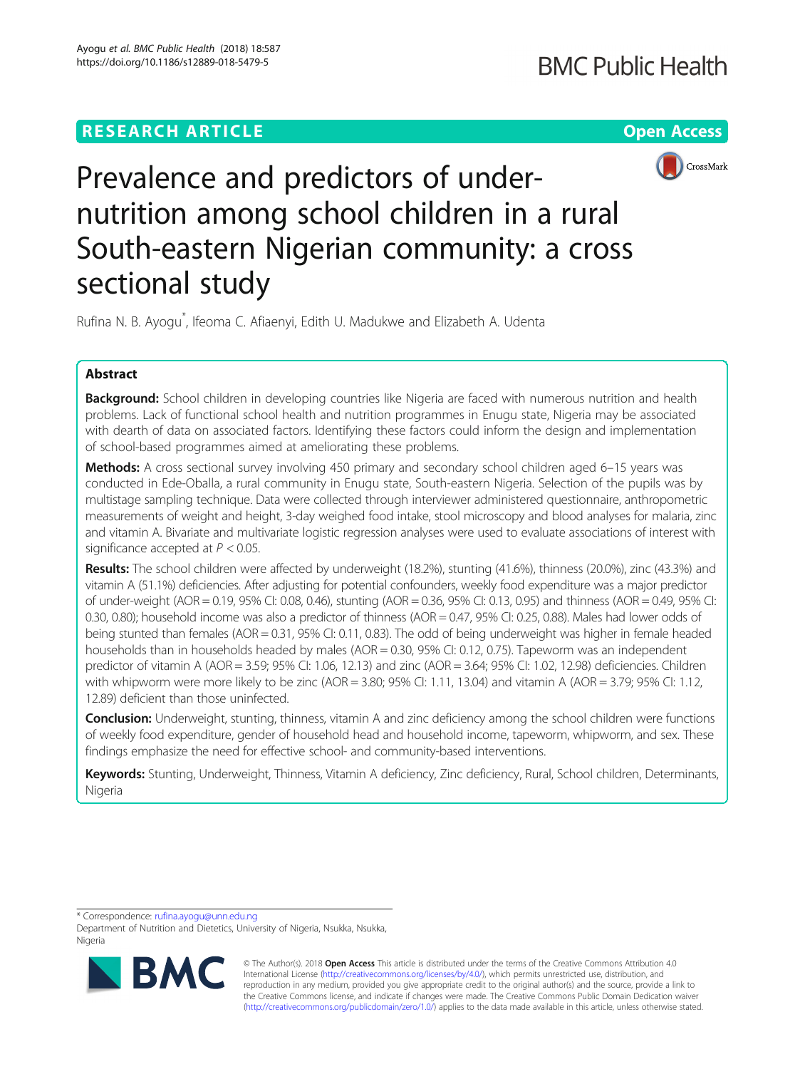RESEARCH ARTICLE

Open Access

# Prevalence and predictors of under-nutrition among school children in a rural South-eastern Nigerian community: a cross sectional study

Rufina N. B. Ayogu[*], Ifeoma C. Afiaenyi, Edith U. Madukwe and Elizabeth A. Udenta

## Abstract

**Background:** School children in developing countries like Nigeria are faced with numerous nutrition and health problems. Lack of functional school health and nutrition programmes in Enugu state, Nigeria may be associated with dearth of data on associated factors. Identifying these factors could inform the design and implementation of school-based programmes aimed at ameliorating these problems.

**Methods:** A cross sectional survey involving 450 primary and secondary school children aged 6–15 years was conducted in Ede-Oballa, a rural community in Enugu state, South-eastern Nigeria. Selection of the pupils was by multistage sampling technique. Data were collected through interviewer administered questionnaire, anthropometric measurements of weight and height, 3-day weighed food intake, stool microscopy and blood analyses for malaria, zinc and vitamin A. Bivariate and multivariate logistic regression analyses were used to evaluate associations of interest with significance accepted at $P < 0.05$.

**Results:** The school children were affected by underweight (18.2%), stunting (41.6%), thinness (20.0%), zinc (43.3%) and vitamin A (51.1%) deficiencies. After adjusting for potential confounders, weekly food expenditure was a major predictor of under-weight (AOR = 0.19, 95% CI: 0.08, 0.46), stunting (AOR = 0.36, 95% CI: 0.13, 0.95) and thinness (AOR = 0.49, 95% CI: 0.30, 0.80); household income was also a predictor of thinness (AOR = 0.47, 95% CI: 0.25, 0.88). Males had lower odds of being stunted than females (AOR = 0.31, 95% CI: 0.11, 0.83). The odd of being underweight was higher in female headed households than in households headed by males (AOR = 0.30, 95% CI: 0.12, 0.75). Tapeworm was an independent predictor of vitamin A (AOR = 3.59; 95% CI: 1.06, 12.13) and zinc (AOR = 3.64; 95% CI: 1.02, 12.98) deficiencies. Children with whipworm were more likely to be zinc (AOR = 3.80; 95% CI: 1.11, 13.04) and vitamin A (AOR = 3.79; 95% CI: 1.12, 12.89) deficient than those uninfected.

**Conclusion:** Underweight, stunting, thinness, vitamin A and zinc deficiency among the school children were functions of weekly food expenditure, gender of household head and household income, tapeworm, whipworm, and sex. These findings emphasize the need for effective school- and community-based interventions.

**Keywords:** Stunting, Underweight, Thinness, Vitamin A deficiency, Zinc deficiency, Rural, School children, Determinants, Nigeria

\* Correspondence: rufina.ayogu@unn.edu.ng
Department of Nutrition and Dietetics, University of Nigeria, Nsukka, Nsukka, Nigeria

© The Author(s). 2018 **Open Access** This article is distributed under the terms of the Creative Commons Attribution 4.0 International License (http://creativecommons.org/licenses/by/4.0/), which permits unrestricted use, distribution, and reproduction in any medium, provided you give appropriate credit to the original author(s) and the source, provide a link to the Creative Commons license, and indicate if changes were made. The Creative Commons Public Domain Dedication waiver (http://creativecommons.org/publicdomain/zero/1.0/) applies to the data made available in this article, unless otherwise stated.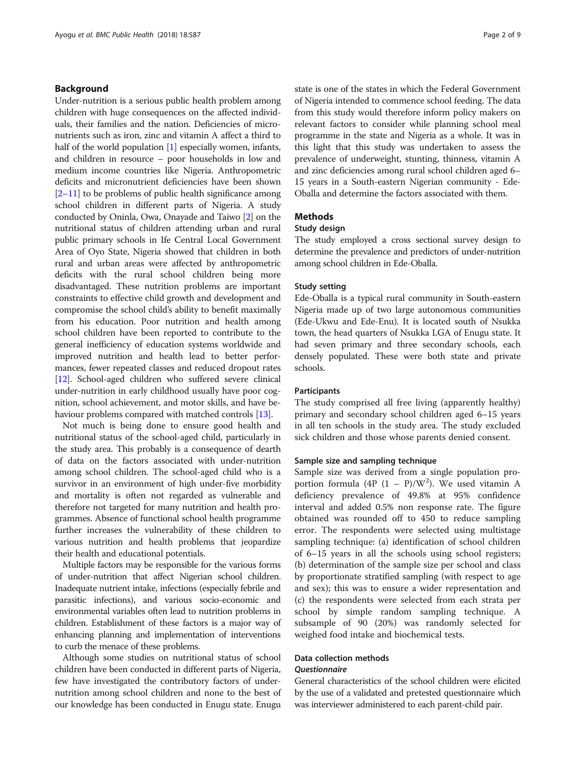## Background

Under-nutrition is a serious public health problem among children with huge consequences on the affected individuals, their families and the nation. Deficiencies of micronutrients such as iron, zinc and vitamin A affect a third to half of the world population [1] especially women, infants, and children in resource – poor households in low and medium income countries like Nigeria. Anthropometric deficits and micronutrient deficiencies have been shown [2–11] to be problems of public health significance among school children in different parts of Nigeria. A study conducted by Oninla, Owa, Onayade and Taiwo [2] on the nutritional status of children attending urban and rural public primary schools in Ife Central Local Government Area of Oyo State, Nigeria showed that children in both rural and urban areas were affected by anthropometric deficits with the rural school children being more disadvantaged. These nutrition problems are important constraints to effective child growth and development and compromise the school child's ability to benefit maximally from his education. Poor nutrition and health among school children have been reported to contribute to the general inefficiency of education systems worldwide and improved nutrition and health lead to better performances, fewer repeated classes and reduced dropout rates [12]. School-aged children who suffered severe clinical under-nutrition in early childhood usually have poor cognition, school achievement, and motor skills, and have behaviour problems compared with matched controls [13].

Not much is being done to ensure good health and nutritional status of the school-aged child, particularly in the study area. This probably is a consequence of dearth of data on the factors associated with under-nutrition among school children. The school-aged child who is a survivor in an environment of high under-five morbidity and mortality is often not regarded as vulnerable and therefore not targeted for many nutrition and health programmes. Absence of functional school health programme further increases the vulnerability of these children to various nutrition and health problems that jeopardize their health and educational potentials.

Multiple factors may be responsible for the various forms of under-nutrition that affect Nigerian school children. Inadequate nutrient intake, infections (especially febrile and parasitic infections), and various socio-economic and environmental variables often lead to nutrition problems in children. Establishment of these factors is a major way of enhancing planning and implementation of interventions to curb the menace of these problems.

Although some studies on nutritional status of school children have been conducted in different parts of Nigeria, few have investigated the contributory factors of under-nutrition among school children and none to the best of our knowledge has been conducted in Enugu state. Enugu state is one of the states in which the Federal Government of Nigeria intended to commence school feeding. The data from this study would therefore inform policy makers on relevant factors to consider while planning school meal programme in the state and Nigeria as a whole. It was in this light that this study was undertaken to assess the prevalence of underweight, stunting, thinness, vitamin A and zinc deficiencies among rural school children aged 6–15 years in a South-eastern Nigerian community - Ede-Oballa and determine the factors associated with them.

## Methods

### Study design

The study employed a cross sectional survey design to determine the prevalence and predictors of under-nutrition among school children in Ede-Oballa.

### Study setting

Ede-Oballa is a typical rural community in South-eastern Nigeria made up of two large autonomous communities (Ede-Ukwu and Ede-Enu). It is located south of Nsukka town, the head quarters of Nsukka LGA of Enugu state. It had seven primary and three secondary schools, each densely populated. These were both state and private schools.

### Participants

The study comprised all free living (apparently healthy) primary and secondary school children aged 6–15 years in all ten schools in the study area. The study excluded sick children and those whose parents denied consent.

### Sample size and sampling technique

Sample size was derived from a single population proportion formula ($4P\ (1 - P)/W^2$). We used vitamin A deficiency prevalence of 49.8% at 95% confidence interval and added 0.5% non response rate. The figure obtained was rounded off to 450 to reduce sampling error. The respondents were selected using multistage sampling technique: (a) identification of school children of 6–15 years in all the schools using school registers; (b) determination of the sample size per school and class by proportionate stratified sampling (with respect to age and sex); this was to ensure a wider representation and (c) the respondents were selected from each strata per school by simple random sampling technique. A subsample of 90 (20%) was randomly selected for weighed food intake and biochemical tests.

### Data collection methods

#### *Questionnaire*

General characteristics of the school children were elicited by the use of a validated and pretested questionnaire which was interviewer administered to each parent-child pair.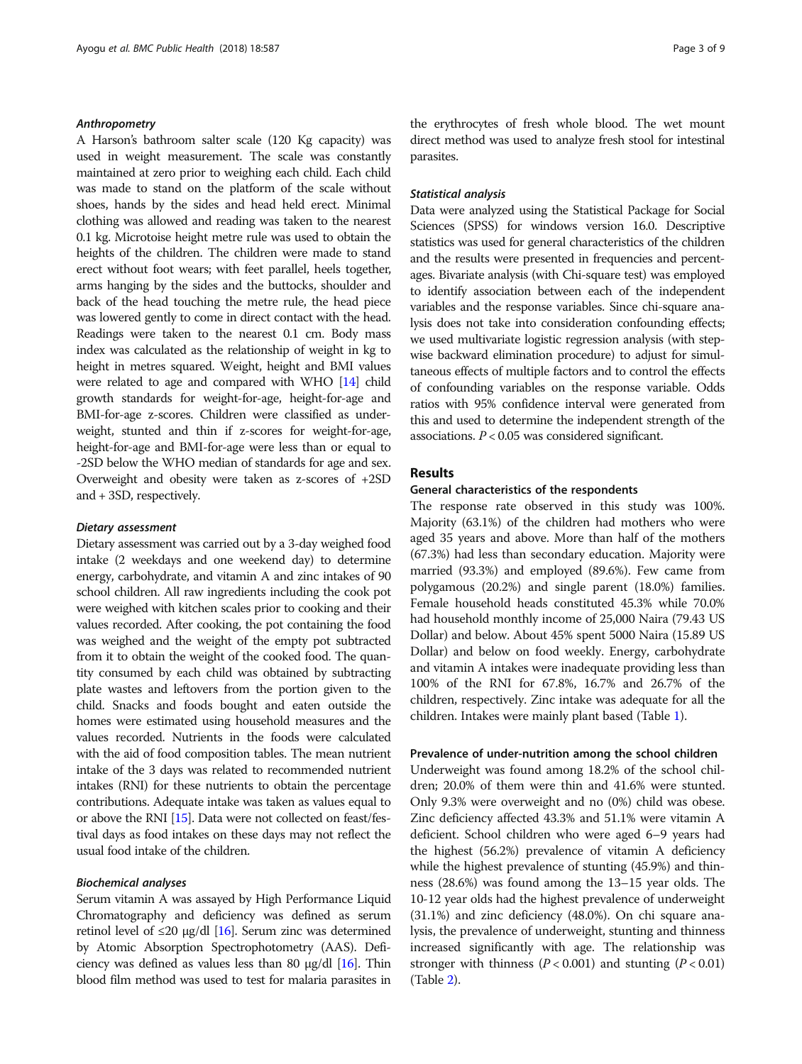#### *Anthropometry*

A Harson's bathroom salter scale (120 Kg capacity) was used in weight measurement. The scale was constantly maintained at zero prior to weighing each child. Each child was made to stand on the platform of the scale without shoes, hands by the sides and head held erect. Minimal clothing was allowed and reading was taken to the nearest 0.1 kg. Microtoise height metre rule was used to obtain the heights of the children. The children were made to stand erect without foot wears; with feet parallel, heels together, arms hanging by the sides and the buttocks, shoulder and back of the head touching the metre rule, the head piece was lowered gently to come in direct contact with the head. Readings were taken to the nearest 0.1 cm. Body mass index was calculated as the relationship of weight in kg to height in metres squared. Weight, height and BMI values were related to age and compared with WHO [14] child growth standards for weight-for-age, height-for-age and BMI-for-age z-scores. Children were classified as underweight, stunted and thin if z-scores for weight-for-age, height-for-age and BMI-for-age were less than or equal to -2SD below the WHO median of standards for age and sex. Overweight and obesity were taken as z-scores of +2SD and + 3SD, respectively.

#### *Dietary assessment*

Dietary assessment was carried out by a 3-day weighed food intake (2 weekdays and one weekend day) to determine energy, carbohydrate, and vitamin A and zinc intakes of 90 school children. All raw ingredients including the cook pot were weighed with kitchen scales prior to cooking and their values recorded. After cooking, the pot containing the food was weighed and the weight of the empty pot subtracted from it to obtain the weight of the cooked food. The quantity consumed by each child was obtained by subtracting plate wastes and leftovers from the portion given to the child. Snacks and foods bought and eaten outside the homes were estimated using household measures and the values recorded. Nutrients in the foods were calculated with the aid of food composition tables. The mean nutrient intake of the 3 days was related to recommended nutrient intakes (RNI) for these nutrients to obtain the percentage contributions. Adequate intake was taken as values equal to or above the RNI [15]. Data were not collected on feast/festival days as food intakes on these days may not reflect the usual food intake of the children.

#### *Biochemical analyses*

Serum vitamin A was assayed by High Performance Liquid Chromatography and deficiency was defined as serum retinol level of ≤20 μg/dl [16]. Serum zinc was determined by Atomic Absorption Spectrophotometry (AAS). Deficiency was defined as values less than 80 μg/dl [16]. Thin blood film method was used to test for malaria parasites in the erythrocytes of fresh whole blood. The wet mount direct method was used to analyze fresh stool for intestinal parasites.

#### *Statistical analysis*

Data were analyzed using the Statistical Package for Social Sciences (SPSS) for windows version 16.0. Descriptive statistics was used for general characteristics of the children and the results were presented in frequencies and percentages. Bivariate analysis (with Chi-square test) was employed to identify association between each of the independent variables and the response variables. Since chi-square analysis does not take into consideration confounding effects; we used multivariate logistic regression analysis (with stepwise backward elimination procedure) to adjust for simultaneous effects of multiple factors and to control the effects of confounding variables on the response variable. Odds ratios with 95% confidence interval were generated from this and used to determine the independent strength of the associations. $P < 0.05$ was considered significant.

## Results

### General characteristics of the respondents

The response rate observed in this study was 100%. Majority (63.1%) of the children had mothers who were aged 35 years and above. More than half of the mothers (67.3%) had less than secondary education. Majority were married (93.3%) and employed (89.6%). Few came from polygamous (20.2%) and single parent (18.0%) families. Female household heads constituted 45.3% while 70.0% had household monthly income of 25,000 Naira (79.43 US Dollar) and below. About 45% spent 5000 Naira (15.89 US Dollar) and below on food weekly. Energy, carbohydrate and vitamin A intakes were inadequate providing less than 100% of the RNI for 67.8%, 16.7% and 26.7% of the children, respectively. Zinc intake was adequate for all the children. Intakes were mainly plant based (Table 1).

### Prevalence of under-nutrition among the school children

Underweight was found among 18.2% of the school children; 20.0% of them were thin and 41.6% were stunted. Only 9.3% were overweight and no (0%) child was obese. Zinc deficiency affected 43.3% and 51.1% were vitamin A deficient. School children who were aged 6–9 years had the highest (56.2%) prevalence of vitamin A deficiency while the highest prevalence of stunting (45.9%) and thinness (28.6%) was found among the 13–15 year olds. The 10-12 year olds had the highest prevalence of underweight (31.1%) and zinc deficiency (48.0%). On chi square analysis, the prevalence of underweight, stunting and thinness increased significantly with age. The relationship was stronger with thinness ($P < 0.001$) and stunting ($P < 0.01$) (Table 2).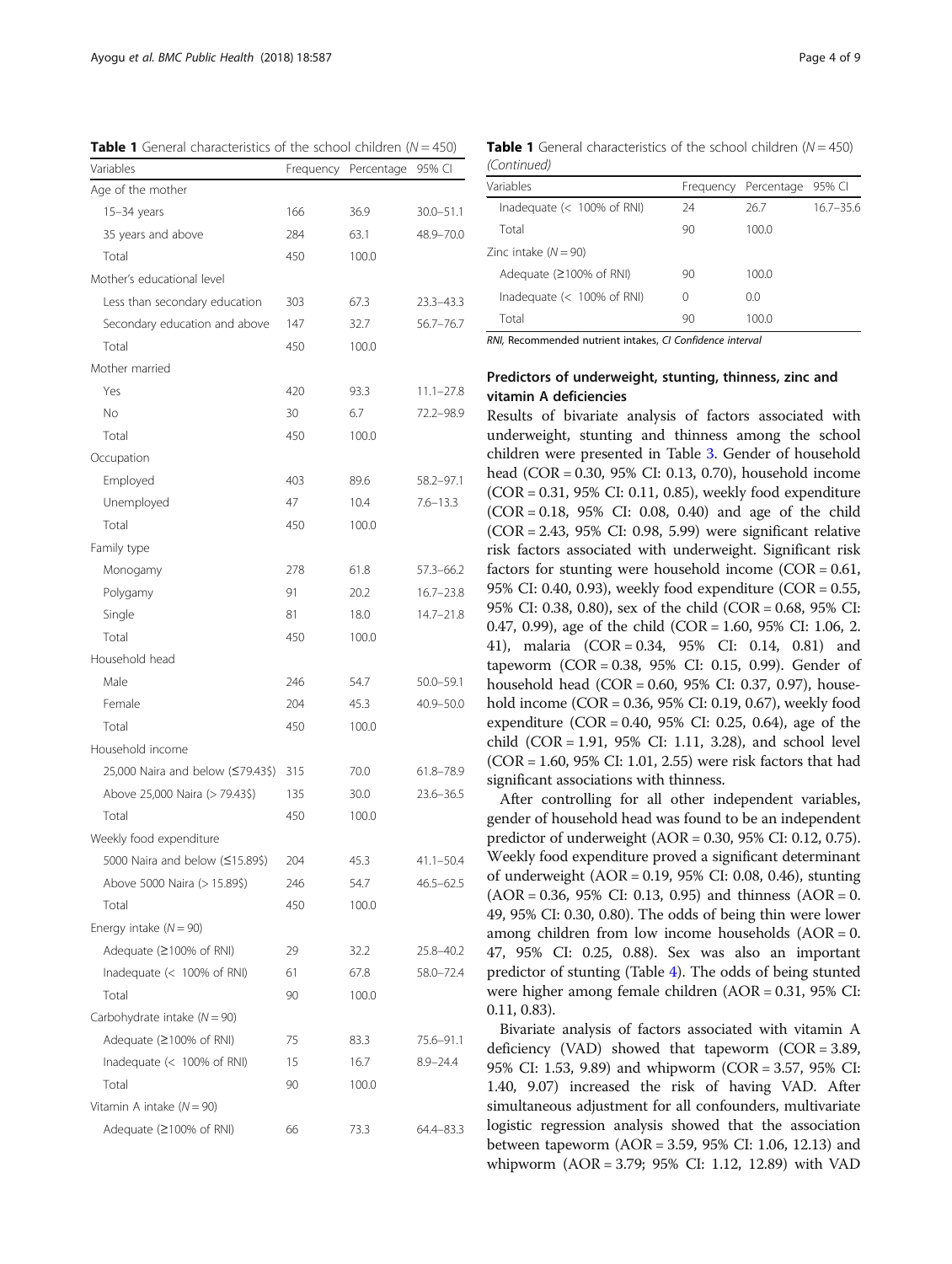**Table 1** General characteristics of the school children (*N* = 450)

| Variables | Frequency | Percentage | 95% CI |
|---|---|---|---|
| Age of the mother | | | |
| 15–34 years | 166 | 36.9 | 30.0–51.1 |
| 35 years and above | 284 | 63.1 | 48.9–70.0 |
| Total | 450 | 100.0 | |
| Mother's educational level | | | |
| Less than secondary education | 303 | 67.3 | 23.3–43.3 |
| Secondary education and above | 147 | 32.7 | 56.7–76.7 |
| Total | 450 | 100.0 | |
| Mother married | | | |
| Yes | 420 | 93.3 | 11.1–27.8 |
| No | 30 | 6.7 | 72.2–98.9 |
| Total | 450 | 100.0 | |
| Occupation | | | |
| Employed | 403 | 89.6 | 58.2–97.1 |
| Unemployed | 47 | 10.4 | 7.6–13.3 |
| Total | 450 | 100.0 | |
| Family type | | | |
| Monogamy | 278 | 61.8 | 57.3–66.2 |
| Polygamy | 91 | 20.2 | 16.7–23.8 |
| Single | 81 | 18.0 | 14.7–21.8 |
| Total | 450 | 100.0 | |
| Household head | | | |
| Male | 246 | 54.7 | 50.0–59.1 |
| Female | 204 | 45.3 | 40.9–50.0 |
| Total | 450 | 100.0 | |
| Household income | | | |
| 25,000 Naira and below (≤79.43$) | 315 | 70.0 | 61.8–78.9 |
| Above 25,000 Naira (> 79.43$) | 135 | 30.0 | 23.6–36.5 |
| Total | 450 | 100.0 | |
| Weekly food expenditure | | | |
| 5000 Naira and below (≤15.89$) | 204 | 45.3 | 41.1–50.4 |
| Above 5000 Naira (> 15.89$) | 246 | 54.7 | 46.5–62.5 |
| Total | 450 | 100.0 | |
| Energy intake (*N* = 90) | | | |
| Adequate (≥100% of RNI) | 29 | 32.2 | 25.8–40.2 |
| Inadequate (< 100% of RNI) | 61 | 67.8 | 58.0–72.4 |
| Total | 90 | 100.0 | |
| Carbohydrate intake (*N* = 90) | | | |
| Adequate (≥100% of RNI) | 75 | 83.3 | 75.6–91.1 |
| Inadequate (< 100% of RNI) | 15 | 16.7 | 8.9–24.4 |
| Total | 90 | 100.0 | |
| Vitamin A intake (*N* = 90) | | | |
| Adequate (≥100% of RNI) | 66 | 73.3 | 64.4–83.3 |
| Inadequate (< 100% of RNI) | 24 | 26.7 | 16.7–35.6 |
| Total | 90 | 100.0 | |
| Zinc intake (*N* = 90) | | | |
| Adequate (≥100% of RNI) | 90 | 100.0 | |
| Inadequate (< 100% of RNI) | 0 | 0.0 | |
| Total | 90 | 100.0 | |

*RNI*, Recommended nutrient intakes, *CI* Confidence interval

### Predictors of underweight, stunting, thinness, zinc and vitamin A deficiencies

Results of bivariate analysis of factors associated with underweight, stunting and thinness among the school children were presented in Table 3. Gender of household head (COR = 0.30, 95% CI: 0.13, 0.70), household income (COR = 0.31, 95% CI: 0.11, 0.85), weekly food expenditure (COR = 0.18, 95% CI: 0.08, 0.40) and age of the child (COR = 2.43, 95% CI: 0.98, 5.99) were significant relative risk factors associated with underweight. Significant risk factors for stunting were household income (COR = 0.61, 95% CI: 0.40, 0.93), weekly food expenditure (COR = 0.55, 95% CI: 0.38, 0.80), sex of the child (COR = 0.68, 95% CI: 0.47, 0.99), age of the child (COR = 1.60, 95% CI: 1.06, 2.41), malaria (COR = 0.34, 95% CI: 0.14, 0.81) and tapeworm (COR = 0.38, 95% CI: 0.15, 0.99). Gender of household head (COR = 0.60, 95% CI: 0.37, 0.97), household income (COR = 0.36, 95% CI: 0.19, 0.67), weekly food expenditure (COR = 0.40, 95% CI: 0.25, 0.64), age of the child (COR = 1.91, 95% CI: 1.11, 3.28), and school level (COR = 1.60, 95% CI: 1.01, 2.55) were risk factors that had significant associations with thinness.

After controlling for all other independent variables, gender of household head was found to be an independent predictor of underweight (AOR = 0.30, 95% CI: 0.12, 0.75). Weekly food expenditure proved a significant determinant of underweight (AOR = 0.19, 95% CI: 0.08, 0.46), stunting (AOR = 0.36, 95% CI: 0.13, 0.95) and thinness (AOR = 0.49, 95% CI: 0.30, 0.80). The odds of being thin were lower among children from low income households (AOR = 0.47, 95% CI: 0.25, 0.88). Sex was also an important predictor of stunting (Table 4). The odds of being stunted were higher among female children (AOR = 0.31, 95% CI: 0.11, 0.83).

Bivariate analysis of factors associated with vitamin A deficiency (VAD) showed that tapeworm (COR = 3.89, 95% CI: 1.53, 9.89) and whipworm (COR = 3.57, 95% CI: 1.40, 9.07) increased the risk of having VAD. After simultaneous adjustment for all confounders, multivariate logistic regression analysis showed that the association between tapeworm (AOR = 3.59, 95% CI: 1.06, 12.13) and whipworm (AOR = 3.79; 95% CI: 1.12, 12.89) with VAD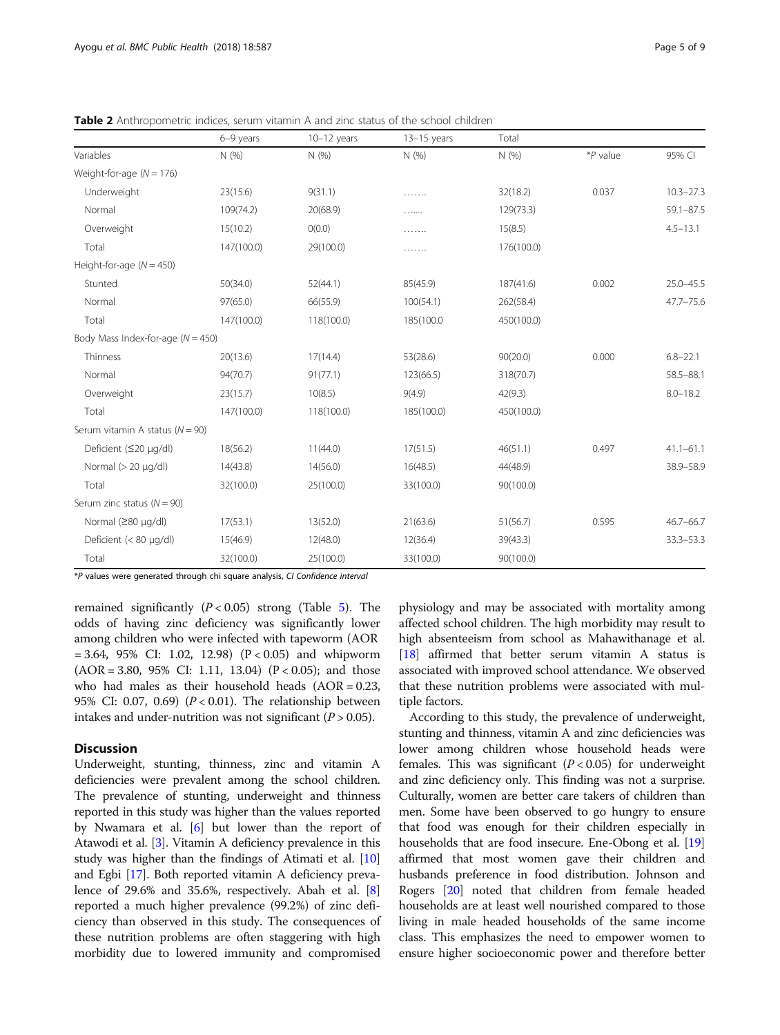**Table 2** Anthropometric indices, serum vitamin A and zinc status of the school children

| | 6–9 years | 10–12 years | 13–15 years | Total | | |
|---|---|---|---|---|---|---|
| Variables | N (%) | N (%) | N (%) | N (%) | *P value | 95% CI |
| Weight-for-age (N = 176) | | | | | | |
| Underweight | 23(15.6) | 9(31.1) | ……. | 32(18.2) | 0.037 | 10.3–27.3 |
| Normal | 109(74.2) | 20(68.9) | …..... | 129(73.3) | | 59.1–87.5 |
| Overweight | 15(10.2) | 0(0.0) | ……. | 15(8.5) | | 4.5–13.1 |
| Total | 147(100.0) | 29(100.0) | ……. | 176(100.0) | | |
| Height-for-age (N = 450) | | | | | | |
| Stunted | 50(34.0) | 52(44.1) | 85(45.9) | 187(41.6) | 0.002 | 25.0–45.5 |
| Normal | 97(65.0) | 66(55.9) | 100(54.1) | 262(58.4) | | 47.7–75.6 |
| Total | 147(100.0) | 118(100.0) | 185(100.0 | 450(100.0) | | |
| Body Mass Index-for-age (N = 450) | | | | | | |
| Thinness | 20(13.6) | 17(14.4) | 53(28.6) | 90(20.0) | 0.000 | 6.8–22.1 |
| Normal | 94(70.7) | 91(77.1) | 123(66.5) | 318(70.7) | | 58.5–88.1 |
| Overweight | 23(15.7) | 10(8.5) | 9(4.9) | 42(9.3) | | 8.0–18.2 |
| Total | 147(100.0) | 118(100.0) | 185(100.0) | 450(100.0) | | |
| Serum vitamin A status (N = 90) | | | | | | |
| Deficient (≤20 μg/dl) | 18(56.2) | 11(44.0) | 17(51.5) | 46(51.1) | 0.497 | 41.1–61.1 |
| Normal (> 20 μg/dl) | 14(43.8) | 14(56.0) | 16(48.5) | 44(48.9) | | 38.9–58.9 |
| Total | 32(100.0) | 25(100.0) | 33(100.0) | 90(100.0) | | |
| Serum zinc status (N = 90) | | | | | | |
| Normal (≥80 μg/dl) | 17(53.1) | 13(52.0) | 21(63.6) | 51(56.7) | 0.595 | 46.7–66.7 |
| Deficient (< 80 μg/dl) | 15(46.9) | 12(48.0) | 12(36.4) | 39(43.3) | | 33.3–53.3 |
| Total | 32(100.0) | 25(100.0) | 33(100.0) | 90(100.0) | | |

*P values were generated through chi square analysis, *CI* Confidence interval

remained significantly ($P < 0.05$) strong (Table 5). The odds of having zinc deficiency was significantly lower among children who were infected with tapeworm (AOR = 3.64, 95% CI: 1.02, 12.98) ($P < 0.05$) and whipworm (AOR = 3.80, 95% CI: 1.11, 13.04) ($P < 0.05$); and those who had males as their household heads (AOR = 0.23, 95% CI: 0.07, 0.69) ($P < 0.01$). The relationship between intakes and under-nutrition was not significant ($P > 0.05$).

## Discussion

Underweight, stunting, thinness, zinc and vitamin A deficiencies were prevalent among the school children. The prevalence of stunting, underweight and thinness reported in this study was higher than the values reported by Nwamara et al. [6] but lower than the report of Atawodi et al. [3]. Vitamin A deficiency prevalence in this study was higher than the findings of Atimati et al. [10] and Egbi [17]. Both reported vitamin A deficiency prevalence of 29.6% and 35.6%, respectively. Abah et al. [8] reported a much higher prevalence (99.2%) of zinc deficiency than observed in this study. The consequences of these nutrition problems are often staggering with high morbidity due to lowered immunity and compromised physiology and may be associated with mortality among affected school children. The high morbidity may result to high absenteeism from school as Mahawithanage et al. [18] affirmed that better serum vitamin A status is associated with improved school attendance. We observed that these nutrition problems were associated with multiple factors.

According to this study, the prevalence of underweight, stunting and thinness, vitamin A and zinc deficiencies was lower among children whose household heads were females. This was significant ($P < 0.05$) for underweight and zinc deficiency only. This finding was not a surprise. Culturally, women are better care takers of children than men. Some have been observed to go hungry to ensure that food was enough for their children especially in households that are food insecure. Ene-Obong et al. [19] affirmed that most women gave their children and husbands preference in food distribution. Johnson and Rogers [20] noted that children from female headed households are at least well nourished compared to those living in male headed households of the same income class. This emphasizes the need to empower women to ensure higher socioeconomic power and therefore better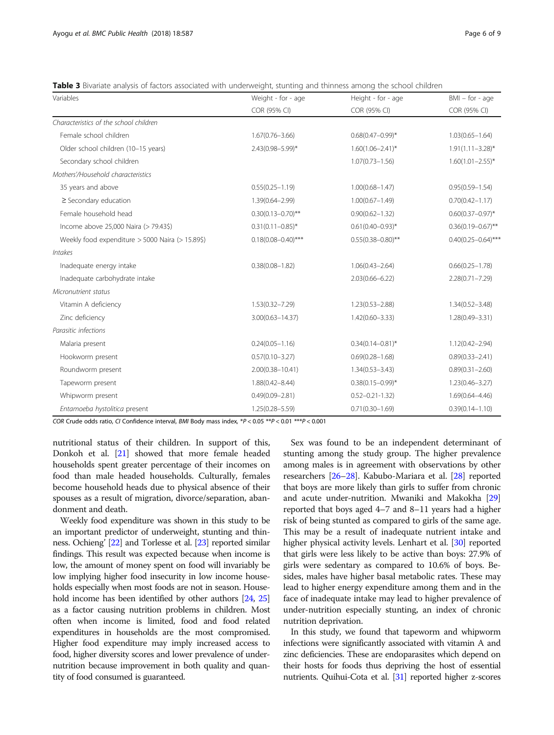**Table 3** Bivariate analysis of factors associated with underweight, stunting and thinness among the school children

| Variables | Weight - for - age | Height - for - age | BMI – for - age |
|---|---|---|---|
| | COR (95% CI) | COR (95% CI) | COR (95% CI) |
| *Characteristics of the school children* | | | |
| Female school children | 1.67(0.76–3.66) | 0.68(0.47–0.99)* | 1.03(0.65–1.64) |
| Older school children (10–15 years) | 2.43(0.98–5.99)* | 1.60(1.06–2.41)* | 1.91(1.11–3.28)* |
| Secondary school children | | 1.07(0.73–1.56) | 1.60(1.01–2.55)* |
| *Mothers'/Household characteristics* | | | |
| 35 years and above | 0.55(0.25–1.19) | 1.00(0.68–1.47) | 0.95(0.59–1.54) |
| ≥ Secondary education | 1.39(0.64–2.99) | 1.00(0.67–1.49) | 0.70(0.42–1.17) |
| Female household head | 0.30(0.13–0.70)** | 0.90(0.62–1.32) | 0.60(0.37–0.97)* |
| Income above 25,000 Naira (> 79.43$) | 0.31(0.11–0.85)* | 0.61(0.40–0.93)* | 0.36(0.19–0.67)** |
| Weekly food expenditure > 5000 Naira (> 15.89$) | 0.18(0.08–0.40)*** | 0.55(0.38–0.80)** | 0.40(0.25–0.64)*** |
| *Intakes* | | | |
| Inadequate energy intake | 0.38(0.08–1.82) | 1.06(0.43–2.64) | 0.66(0.25–1.78) |
| Inadequate carbohydrate intake | | 2.03(0.66–6.22) | 2.28(0.71–7.29) |
| *Micronutrient status* | | | |
| Vitamin A deficiency | 1.53(0.32–7.29) | 1.23(0.53–2.88) | 1.34(0.52–3.48) |
| Zinc deficiency | 3.00(0.63–14.37) | 1.42(0.60–3.33) | 1.28(0.49–3.31) |
| *Parasitic infections* | | | |
| Malaria present | 0.24(0.05–1.16) | 0.34(0.14–0.81)* | 1.12(0.42–2.94) |
| Hookworm present | 0.57(0.10–3.27) | 0.69(0.28–1.68) | 0.89(0.33–2.41) |
| Roundworm present | 2.00(0.38–10.41) | 1.34(0.53–3.43) | 0.89(0.31–2.60) |
| Tapeworm present | 1.88(0.42–8.44) | 0.38(0.15–0.99)* | 1.23(0.46–3.27) |
| Whipworm present | 0.49(0.09–2.81) | 0.52–0.21-1.32) | 1.69(0.64–4.46) |
| *Entamoeba hystolitica* present | 1.25(0.28–5.59) | 0.71(0.30–1.69) | 0.39(0.14–1.10) |

*COR* Crude odds ratio, *CI* Confidence interval, *BMI* Body mass index, *$P < 0.05$ **$P < 0.01$ ***$P < 0.001$

nutritional status of their children. In support of this, Donkoh et al. [21] showed that more female headed households spent greater percentage of their incomes on food than male headed households. Culturally, females become household heads due to physical absence of their spouses as a result of migration, divorce/separation, abandonment and death.

Weekly food expenditure was shown in this study to be an important predictor of underweight, stunting and thinness. Ochieng' [22] and Torlesse et al. [23] reported similar findings. This result was expected because when income is low, the amount of money spent on food will invariably be low implying higher food insecurity in low income households especially when most foods are not in season. Household income has been identified by other authors [24, 25] as a factor causing nutrition problems in children. Most often when income is limited, food and food related expenditures in households are the most compromised. Higher food expenditure may imply increased access to food, higher diversity scores and lower prevalence of undernutrition because improvement in both quality and quantity of food consumed is guaranteed.

Sex was found to be an independent determinant of stunting among the study group. The higher prevalence among males is in agreement with observations by other researchers [26–28]. Kabubo-Mariara et al. [28] reported that boys are more likely than girls to suffer from chronic and acute under-nutrition. Mwaniki and Makokha [29] reported that boys aged 4–7 and 8–11 years had a higher risk of being stunted as compared to girls of the same age. This may be a result of inadequate nutrient intake and higher physical activity levels. Lenhart et al. [30] reported that girls were less likely to be active than boys: 27.9% of girls were sedentary as compared to 10.6% of boys. Besides, males have higher basal metabolic rates. These may lead to higher energy expenditure among them and in the face of inadequate intake may lead to higher prevalence of under-nutrition especially stunting, an index of chronic nutrition deprivation.

In this study, we found that tapeworm and whipworm infections were significantly associated with vitamin A and zinc deficiencies. These are endoparasites which depend on their hosts for foods thus depriving the host of essential nutrients. Quihui-Cota et al. [31] reported higher z-scores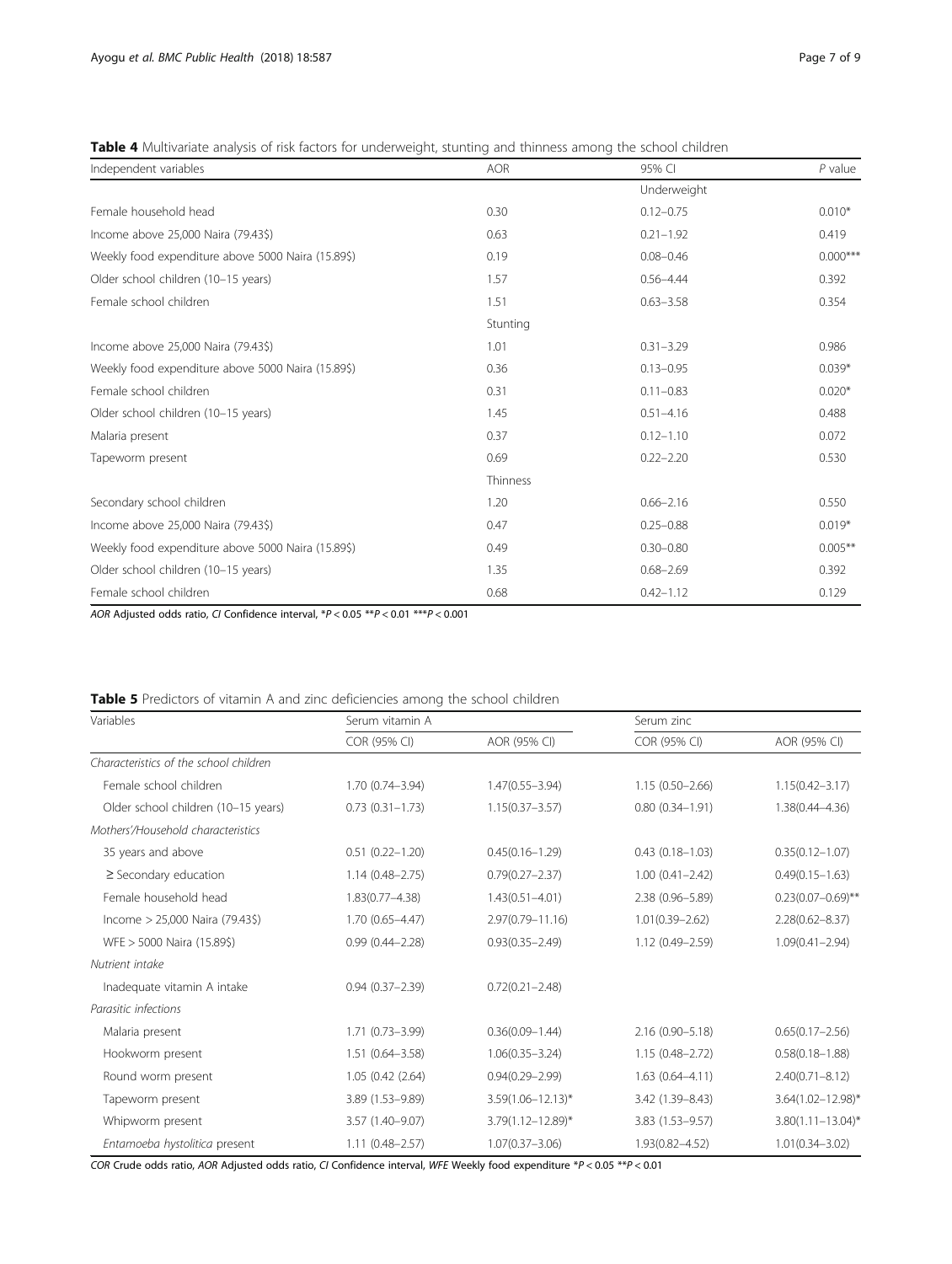**Table 4** Multivariate analysis of risk factors for underweight, stunting and thinness among the school children

| Independent variables | AOR | 95% CI | *P* value |
|---|---|---|---|
| | | Underweight | |
| Female household head | 0.30 | 0.12–0.75 | 0.010* |
| Income above 25,000 Naira (79.43$) | 0.63 | 0.21–1.92 | 0.419 |
| Weekly food expenditure above 5000 Naira (15.89$) | 0.19 | 0.08–0.46 | 0.000*** |
| Older school children (10–15 years) | 1.57 | 0.56–4.44 | 0.392 |
| Female school children | 1.51 | 0.63–3.58 | 0.354 |
| | Stunting | | |
| Income above 25,000 Naira (79.43$) | 1.01 | 0.31–3.29 | 0.986 |
| Weekly food expenditure above 5000 Naira (15.89$) | 0.36 | 0.13–0.95 | 0.039* |
| Female school children | 0.31 | 0.11–0.83 | 0.020* |
| Older school children (10–15 years) | 1.45 | 0.51–4.16 | 0.488 |
| Malaria present | 0.37 | 0.12–1.10 | 0.072 |
| Tapeworm present | 0.69 | 0.22–2.20 | 0.530 |
| | Thinness | | |
| Secondary school children | 1.20 | 0.66–2.16 | 0.550 |
| Income above 25,000 Naira (79.43$) | 0.47 | 0.25–0.88 | 0.019* |
| Weekly food expenditure above 5000 Naira (15.89$) | 0.49 | 0.30–0.80 | 0.005** |
| Older school children (10–15 years) | 1.35 | 0.68–2.69 | 0.392 |
| Female school children | 0.68 | 0.42–1.12 | 0.129 |

*AOR* Adjusted odds ratio, *CI* Confidence interval, $^{*}P < 0.05$ $^{**}P < 0.01$ $^{***}P < 0.001$

**Table 5** Predictors of vitamin A and zinc deficiencies among the school children

| Variables | Serum vitamin A | | Serum zinc | |
|---|---|---|---|---|
| | COR (95% CI) | AOR (95% CI) | COR (95% CI) | AOR (95% CI) |
| *Characteristics of the school children* | | | | |
| Female school children | 1.70 (0.74–3.94) | 1.47(0.55–3.94) | 1.15 (0.50–2.66) | 1.15(0.42–3.17) |
| Older school children (10–15 years) | 0.73 (0.31–1.73) | 1.15(0.37–3.57) | 0.80 (0.34–1.91) | 1.38(0.44–4.36) |
| *Mothers'/Household characteristics* | | | | |
| 35 years and above | 0.51 (0.22–1.20) | 0.45(0.16–1.29) | 0.43 (0.18–1.03) | 0.35(0.12–1.07) |
| ≥ Secondary education | 1.14 (0.48–2.75) | 0.79(0.27–2.37) | 1.00 (0.41–2.42) | 0.49(0.15–1.63) |
| Female household head | 1.83(0.77–4.38) | 1.43(0.51–4.01) | 2.38 (0.96–5.89) | 0.23(0.07–0.69)** |
| Income > 25,000 Naira (79.43$) | 1.70 (0.65–4.47) | 2.97(0.79–11.16) | 1.01(0.39–2.62) | 2.28(0.62–8.37) |
| WFE > 5000 Naira (15.89$) | 0.99 (0.44–2.28) | 0.93(0.35–2.49) | 1.12 (0.49–2.59) | 1.09(0.41–2.94) |
| *Nutrient intake* | | | | |
| Inadequate vitamin A intake | 0.94 (0.37–2.39) | 0.72(0.21–2.48) | | |
| *Parasitic infections* | | | | |
| Malaria present | 1.71 (0.73–3.99) | 0.36(0.09–1.44) | 2.16 (0.90–5.18) | 0.65(0.17–2.56) |
| Hookworm present | 1.51 (0.64–3.58) | 1.06(0.35–3.24) | 1.15 (0.48–2.72) | 0.58(0.18–1.88) |
| Round worm present | 1.05 (0.42 (2.64) | 0.94(0.29–2.99) | 1.63 (0.64–4.11) | 2.40(0.71–8.12) |
| Tapeworm present | 3.89 (1.53–9.89) | 3.59(1.06–12.13)* | 3.42 (1.39–8.43) | 3.64(1.02–12.98)* |
| Whipworm present | 3.57 (1.40–9.07) | 3.79(1.12–12.89)* | 3.83 (1.53–9.57) | 3.80(1.11–13.04)* |
| *Entamoeba hystolitica* present | 1.11 (0.48–2.57) | 1.07(0.37–3.06) | 1.93(0.82–4.52) | 1.01(0.34–3.02) |

*COR* Crude odds ratio, *AOR* Adjusted odds ratio, *CI* Confidence interval, *WFE* Weekly food expenditure $^{*}P < 0.05$ $^{**}P < 0.01$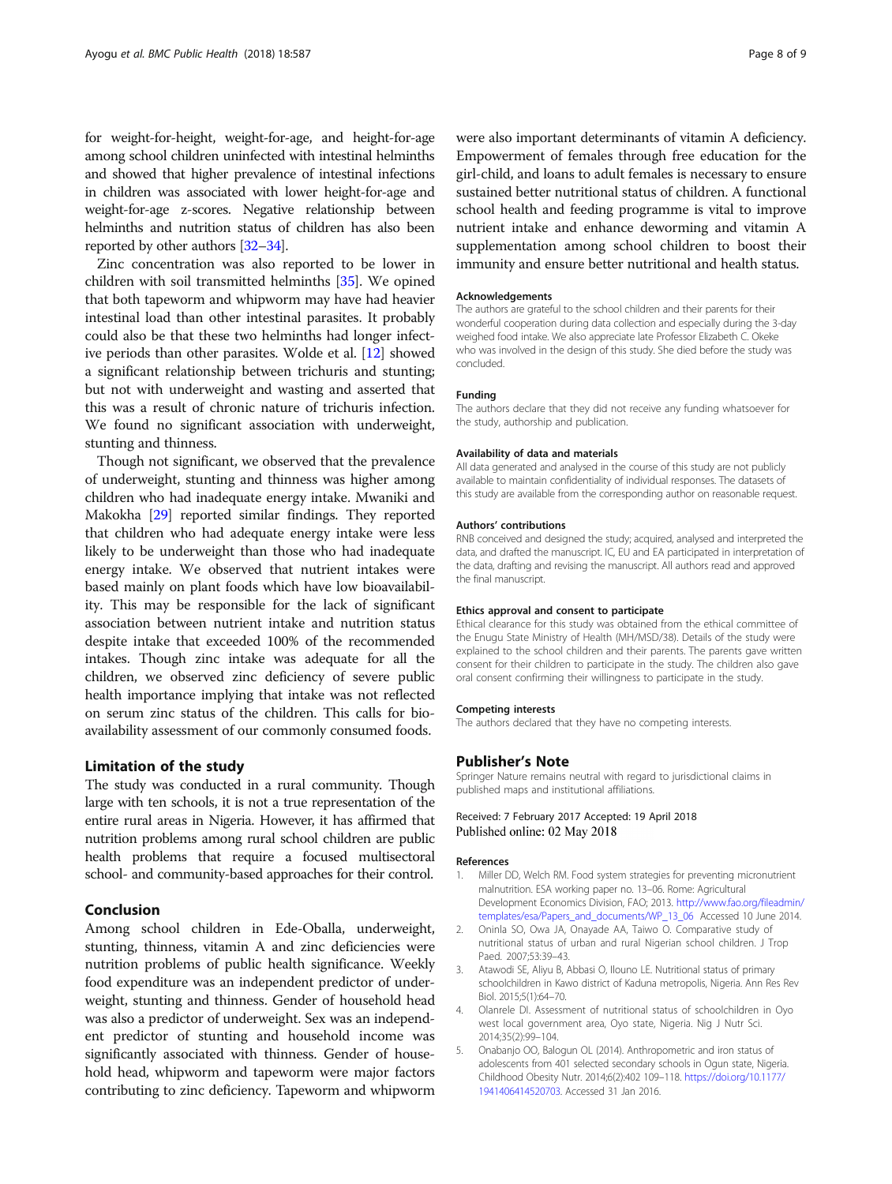for weight-for-height, weight-for-age, and height-for-age among school children uninfected with intestinal helminths and showed that higher prevalence of intestinal infections in children was associated with lower height-for-age and weight-for-age z-scores. Negative relationship between helminths and nutrition status of children has also been reported by other authors [32–34].

Zinc concentration was also reported to be lower in children with soil transmitted helminths [35]. We opined that both tapeworm and whipworm may have had heavier intestinal load than other intestinal parasites. It probably could also be that these two helminths had longer infective periods than other parasites. Wolde et al. [12] showed a significant relationship between trichuris and stunting; but not with underweight and wasting and asserted that this was a result of chronic nature of trichuris infection. We found no significant association with underweight, stunting and thinness.

Though not significant, we observed that the prevalence of underweight, stunting and thinness was higher among children who had inadequate energy intake. Mwaniki and Makokha [29] reported similar findings. They reported that children who had adequate energy intake were less likely to be underweight than those who had inadequate energy intake. We observed that nutrient intakes were based mainly on plant foods which have low bioavailability. This may be responsible for the lack of significant association between nutrient intake and nutrition status despite intake that exceeded 100% of the recommended intakes. Though zinc intake was adequate for all the children, we observed zinc deficiency of severe public health importance implying that intake was not reflected on serum zinc status of the children. This calls for bioavailability assessment of our commonly consumed foods.

## Limitation of the study

The study was conducted in a rural community. Though large with ten schools, it is not a true representation of the entire rural areas in Nigeria. However, it has affirmed that nutrition problems among rural school children are public health problems that require a focused multisectoral school- and community-based approaches for their control.

## Conclusion

Among school children in Ede-Oballa, underweight, stunting, thinness, vitamin A and zinc deficiencies were nutrition problems of public health significance. Weekly food expenditure was an independent predictor of underweight, stunting and thinness. Gender of household head was also a predictor of underweight. Sex was an independent predictor of stunting and household income was significantly associated with thinness. Gender of household head, whipworm and tapeworm were major factors contributing to zinc deficiency. Tapeworm and whipworm were also important determinants of vitamin A deficiency. Empowerment of females through free education for the girl-child, and loans to adult females is necessary to ensure sustained better nutritional status of children. A functional school health and feeding programme is vital to improve nutrient intake and enhance deworming and vitamin A supplementation among school children to boost their immunity and ensure better nutritional and health status.

#### Acknowledgements

The authors are grateful to the school children and their parents for their wonderful cooperation during data collection and especially during the 3-day weighed food intake. We also appreciate late Professor Elizabeth C. Okeke who was involved in the design of this study. She died before the study was concluded.

#### Funding

The authors declare that they did not receive any funding whatsoever for the study, authorship and publication.

#### Availability of data and materials

All data generated and analysed in the course of this study are not publicly available to maintain confidentiality of individual responses. The datasets of this study are available from the corresponding author on reasonable request.

#### Authors' contributions

RNB conceived and designed the study; acquired, analysed and interpreted the data, and drafted the manuscript. IC, EU and EA participated in interpretation of the data, drafting and revising the manuscript. All authors read and approved the final manuscript.

#### Ethics approval and consent to participate

Ethical clearance for this study was obtained from the ethical committee of the Enugu State Ministry of Health (MH/MSD/38). Details of the study were explained to the school children and their parents. The parents gave written consent for their children to participate in the study. The children also gave oral consent confirming their willingness to participate in the study.

#### Competing interests

The authors declared that they have no competing interests.

## Publisher's Note

Springer Nature remains neutral with regard to jurisdictional claims in published maps and institutional affiliations.

Received: 7 February 2017 Accepted: 19 April 2018
Published online: 02 May 2018

#### References

1. Miller DD, Welch RM. Food system strategies for preventing micronutrient malnutrition. ESA working paper no. 13–06. Rome: Agricultural Development Economics Division, FAO; 2013. http://www.fao.org/fileadmin/templates/esa/Papers_and_documents/WP_13_06 Accessed 10 June 2014.
2. Oninla SO, Owa JA, Onayade AA, Taiwo O. Comparative study of nutritional status of urban and rural Nigerian school children. J Trop Paed. 2007;53:39–43.
3. Atawodi SE, Aliyu B, Abbasi O, Ilouno LE. Nutritional status of primary schoolchildren in Kawo district of Kaduna metropolis, Nigeria. Ann Res Rev Biol. 2015;5(1):64–70.
4. Olanrele DI. Assessment of nutritional status of schoolchildren in Oyo west local government area, Oyo state, Nigeria. Nig J Nutr Sci. 2014;35(2):99–104.
5. Onabanjo OO, Balogun OL (2014). Anthropometric and iron status of adolescents from 401 selected secondary schools in Ogun state, Nigeria. Childhood Obesity Nutr. 2014;6(2):402 109–118. https://doi.org/10.1177/1941406414520703. Accessed 31 Jan 2016.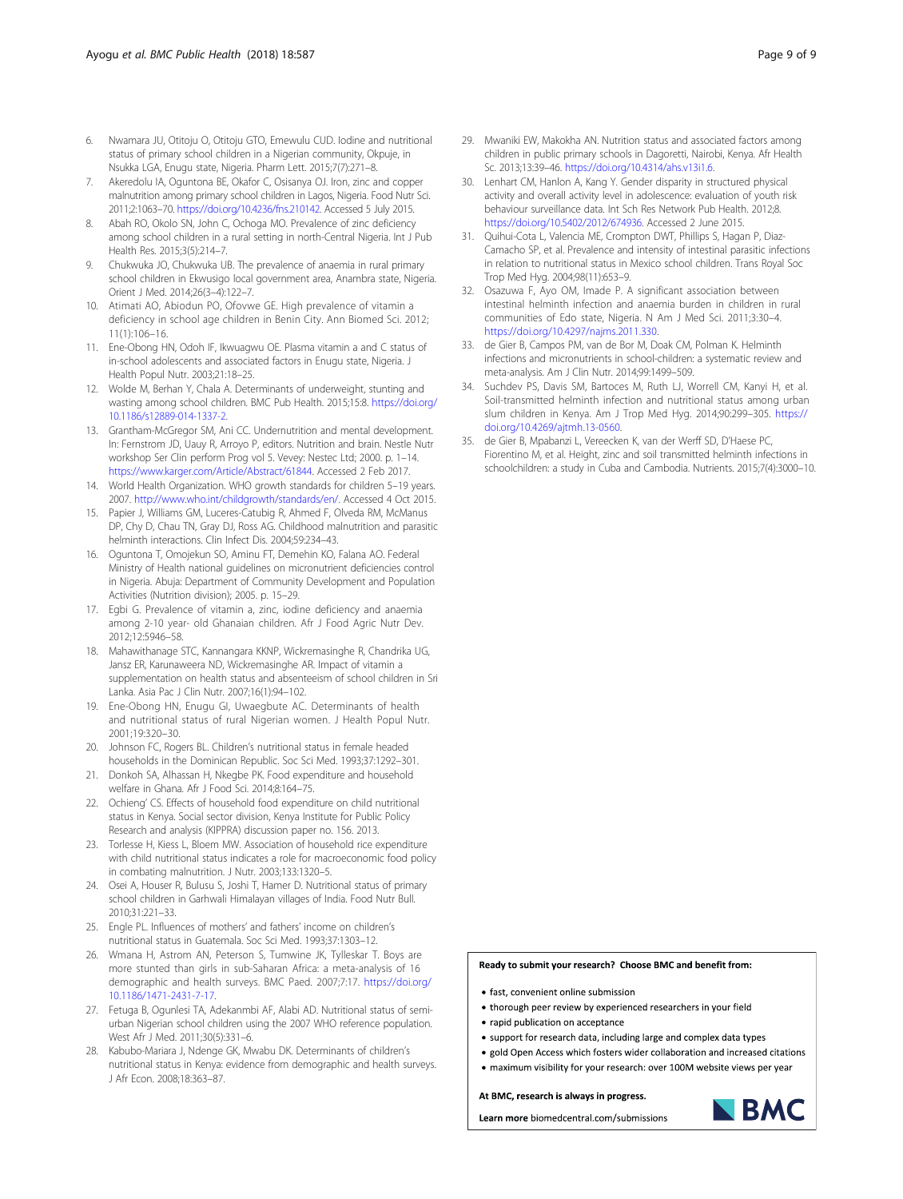6. Nwamara JU, Otitoju O, Otitoju GTO, Emewulu CUD. Iodine and nutritional status of primary school children in a Nigerian community, Okpuje, in Nsukka LGA, Enugu state, Nigeria. Pharm Lett. 2015;7(7):271–8.
7. Akeredolu IA, Oguntona BE, Okafor C, Osisanya OJ. Iron, zinc and copper malnutrition among primary school children in Lagos, Nigeria. Food Nutr Sci. 2011;2:1063–70. https://doi.org/10.4236/fns.210142. Accessed 5 July 2015.
8. Abah RO, Okolo SN, John C, Ochoga MO. Prevalence of zinc deficiency among school children in a rural setting in north-Central Nigeria. Int J Pub Health Res. 2015;3(5):214–7.
9. Chukwuka JO, Chukwuka UB. The prevalence of anaemia in rural primary school children in Ekwusigo local government area, Anambra state, Nigeria. Orient J Med. 2014;26(3–4):122–7.
10. Atimati AO, Abiodun PO, Ofovwe GE. High prevalence of vitamin a deficiency in school age children in Benin City. Ann Biomed Sci. 2012; 11(1):106–16.
11. Ene-Obong HN, Odoh IF, Ikwuagwu OE. Plasma vitamin a and C status of in-school adolescents and associated factors in Enugu state, Nigeria. J Health Popul Nutr. 2003;21:18–25.
12. Wolde M, Berhan Y, Chala A. Determinants of underweight, stunting and wasting among school children. BMC Pub Health. 2015;15:8. https://doi.org/10.1186/s12889-014-1337-2.
13. Grantham-McGregor SM, Ani CC. Undernutrition and mental development. In: Fernstrom JD, Uauy R, Arroyo P, editors. Nutrition and brain. Nestle Nutr workshop Ser Clin perform Prog vol 5. Vevey: Nestec Ltd; 2000. p. 1–14. https://www.karger.com/Article/Abstract/61844. Accessed 2 Feb 2017.
14. World Health Organization. WHO growth standards for children 5–19 years. 2007. http://www.who.int/childgrowth/standards/en/. Accessed 4 Oct 2015.
15. Papier J, Williams GM, Luceres-Catubig R, Ahmed F, Olveda RM, McManus DP, Chy D, Chau TN, Gray DJ, Ross AG. Childhood malnutrition and parasitic helminth interactions. Clin Infect Dis. 2004;59:234–43.
16. Oguntona T, Omojekun SO, Aminu FT, Demehin KO, Falana AO. Federal Ministry of Health national guidelines on micronutrient deficiencies control in Nigeria. Abuja: Department of Community Development and Population Activities (Nutrition division); 2005. p. 15–29.
17. Egbi G. Prevalence of vitamin a, zinc, iodine deficiency and anaemia among 2-10 year- old Ghanaian children. Afr J Food Agric Nutr Dev. 2012;12:5946–58.
18. Mahawithanage STC, Kannangara KKNP, Wickremasinghe R, Chandrika UG, Jansz ER, Karunaweera ND, Wickremasinghe AR. Impact of vitamin a supplementation on health status and absenteeism of school children in Sri Lanka. Asia Pac J Clin Nutr. 2007;16(1):94–102.
19. Ene-Obong HN, Enugu GI, Uwaegbute AC. Determinants of health and nutritional status of rural Nigerian women. J Health Popul Nutr. 2001;19:320–30.
20. Johnson FC, Rogers BL. Children's nutritional status in female headed households in the Dominican Republic. Soc Sci Med. 1993;37:1292–301.
21. Donkoh SA, Alhassan H, Nkegbe PK. Food expenditure and household welfare in Ghana. Afr J Food Sci. 2014;8:164–75.
22. Ochieng' CS. Effects of household food expenditure on child nutritional status in Kenya. Social sector division, Kenya Institute for Public Policy Research and analysis (KIPPRA) discussion paper no. 156. 2013.
23. Torlesse H, Kiess L, Bloem MW. Association of household rice expenditure with child nutritional status indicates a role for macroeconomic food policy in combating malnutrition. J Nutr. 2003;133:1320–5.
24. Osei A, Houser R, Bulusu S, Joshi T, Hamer D. Nutritional status of primary school children in Garhwali Himalayan villages of India. Food Nutr Bull. 2010;31:221–33.
25. Engle PL. Influences of mothers' and fathers' income on children's nutritional status in Guatemala. Soc Sci Med. 1993;37:1303–12.
26. Wmana H, Astrom AN, Peterson S, Tumwine JK, Tylleskar T. Boys are more stunted than girls in sub-Saharan Africa: a meta-analysis of 16 demographic and health surveys. BMC Paed. 2007;7:17. https://doi.org/10.1186/1471-2431-7-17.
27. Fetuga B, Ogunlesi TA, Adekanmbi AF, Alabi AD. Nutritional status of semi-urban Nigerian school children using the 2007 WHO reference population. West Afr J Med. 2011;30(5):331–6.
28. Kabubo-Mariara J, Ndenge GK, Mwabu DK. Determinants of children's nutritional status in Kenya: evidence from demographic and health surveys. J Afr Econ. 2008;18:363–87.
29. Mwaniki EW, Makokha AN. Nutrition status and associated factors among children in public primary schools in Dagoretti, Nairobi, Kenya. Afr Health Sc. 2013;13:39–46. https://doi.org/10.4314/ahs.v13i1.6.
30. Lenhart CM, Hanlon A, Kang Y. Gender disparity in structured physical activity and overall activity level in adolescence: evaluation of youth risk behaviour surveillance data. Int Sch Res Network Pub Health. 2012;8. https://doi.org/10.5402/2012/674936. Accessed 2 June 2015.
31. Quihui-Cota L, Valencia ME, Crompton DWT, Phillips S, Hagan P, Diaz-Camacho SP, et al. Prevalence and intensity of intestinal parasitic infections in relation to nutritional status in Mexico school children. Trans Royal Soc Trop Med Hyg. 2004;98(11):653–9.
32. Osazuwa F, Ayo OM, Imade P. A significant association between intestinal helminth infection and anaemia burden in children in rural communities of Edo state, Nigeria. N Am J Med Sci. 2011;3:30–4. https://doi.org/10.4297/najms.2011.330.
33. de Gier B, Campos PM, van de Bor M, Doak CM, Polman K. Helminth infections and micronutrients in school-children: a systematic review and meta-analysis. Am J Clin Nutr. 2014;99:1499–509.
34. Suchdev PS, Davis SM, Bartoces M, Ruth LJ, Worrell CM, Kanyi H, et al. Soil-transmitted helminth infection and nutritional status among urban slum children in Kenya. Am J Trop Med Hyg. 2014;90:299–305. https://doi.org/10.4269/ajtmh.13-0560.
35. de Gier B, Mpabanzi L, Vereecken K, van der Werff SD, D'Haese PC, Fiorentino M, et al. Height, zinc and soil transmitted helminth infections in schoolchildren: a study in Cuba and Cambodia. Nutrients. 2015;7(4):3000–10.

**Ready to submit your research? Choose BMC and benefit from:**

- fast, convenient online submission
- thorough peer review by experienced researchers in your field
- rapid publication on acceptance
- support for research data, including large and complex data types
- gold Open Access which fosters wider collaboration and increased citations
- maximum visibility for your research: over 100M website views per year

**At BMC, research is always in progress.**

**Learn more** biomedcentral.com/submissions

BMC